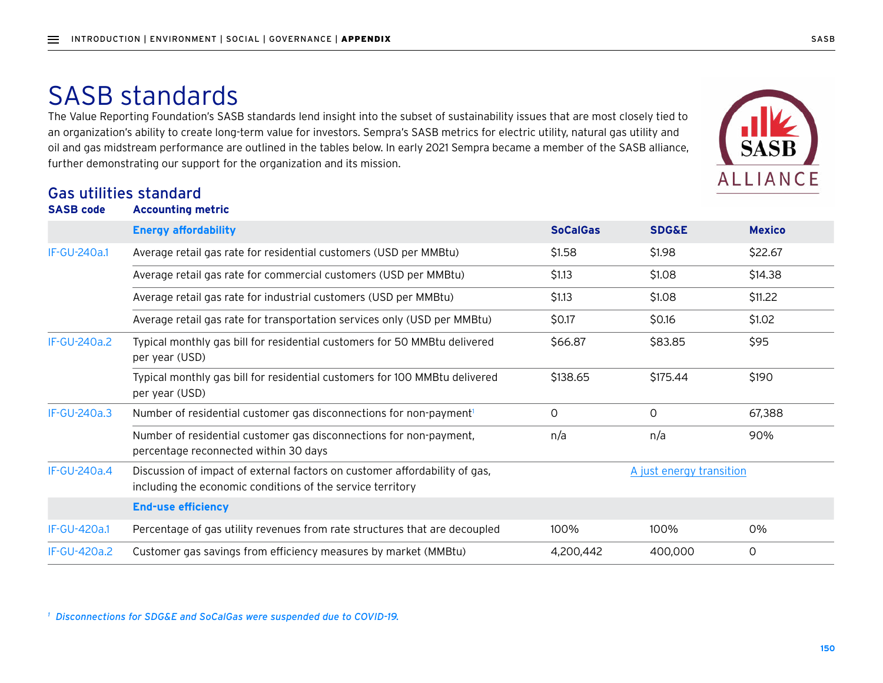# SASB standards

The Value Reporting Foundation's SASB standards lend insight into the subset of sustainability issues that are most closely tied to an organization's ability to create long-term value for investors. Sempra's SASB metrics for electric utility, natural gas utility and oil and gas midstream performance are outlined in the tables below. In early 2021 Sempra became a member of the SASB alliance, further demonstrating our support for the organization and its mission.

## Gas utilities standard

| SASB code | Accounting metric | SoCalGas | SDG&E | Mexico |
|---|---|---|---|---|
| | **Energy affordability** | | | |
| IF-GU-240a.1 | Average retail gas rate for residential customers (USD per MMBtu) | $1.58 | $1.98 | $22.67 |
| | Average retail gas rate for commercial customers (USD per MMBtu) | $1.13 | $1.08 | $14.38 |
| | Average retail gas rate for industrial customers (USD per MMBtu) | $1.13 | $1.08 | $11.22 |
| | Average retail gas rate for transportation services only (USD per MMBtu) | $0.17 | $0.16 | $1.02 |
| IF-GU-240a.2 | Typical monthly gas bill for residential customers for 50 MMBtu delivered per year (USD) | $66.87 | $83.85 | $95 |
| | Typical monthly gas bill for residential customers for 100 MMBtu delivered per year (USD) | $138.65 | $175.44 | $190 |
| IF-GU-240a.3 | Number of residential customer gas disconnections for non-payment[1] | 0 | 0 | 67,388 |
| | Number of residential customer gas disconnections for non-payment, percentage reconnected within 30 days | n/a | n/a | 90% |
| IF-GU-240a.4 | Discussion of impact of external factors on customer affordability of gas, including the economic conditions of the service territory | | A just energy transition | |
| | **End-use efficiency** | | | |
| IF-GU-420a.1 | Percentage of gas utility revenues from rate structures that are decoupled | 100% | 100% | 0% |
| IF-GU-420a.2 | Customer gas savings from efficiency measures by market (MMBtu) | 4,200,442 | 400,000 | 0 |

[1] *Disconnections for SDG&E and SoCalGas were suspended due to COVID-19.*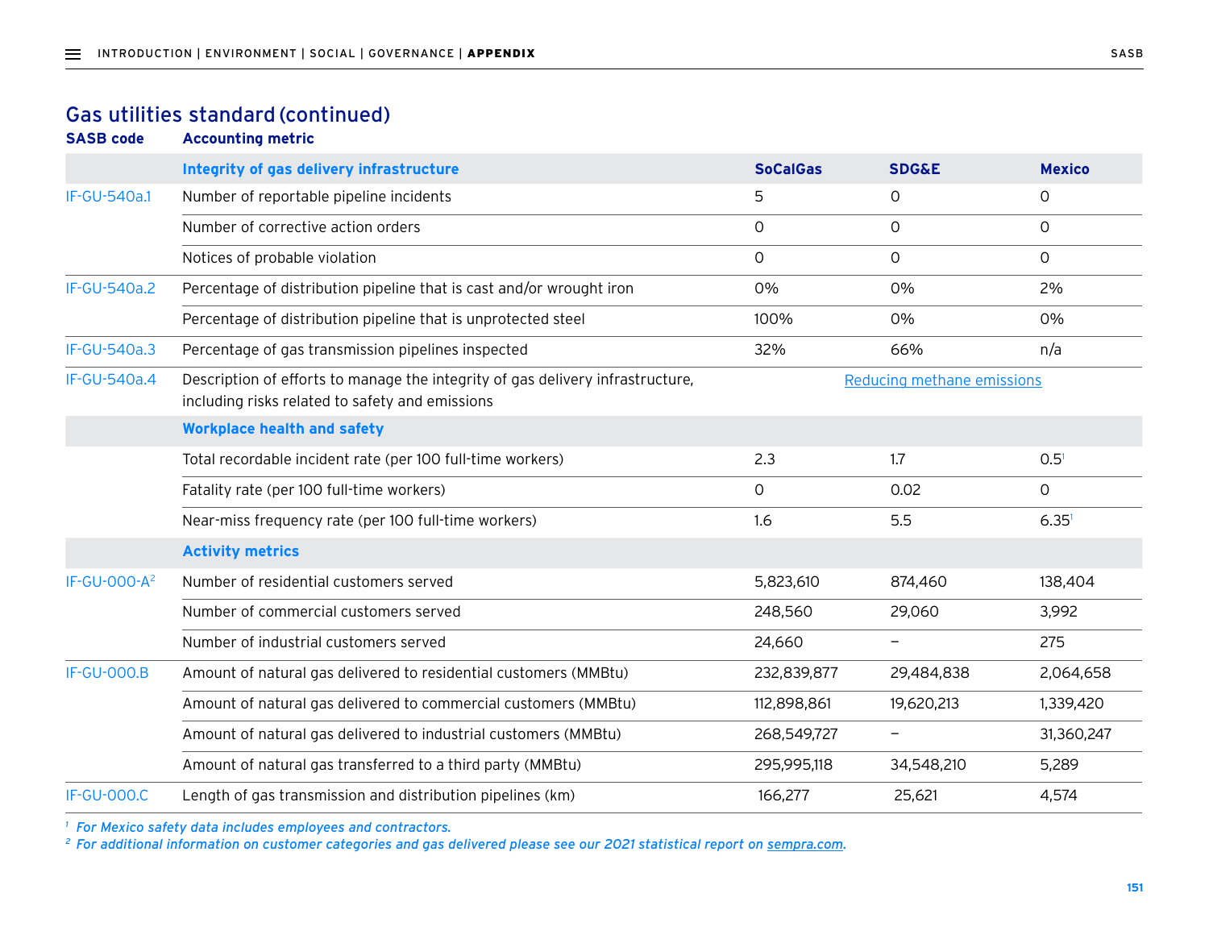## Gas utilities standard (continued)

| SASB code | Accounting metric | SoCalGas | SDG&E | Mexico |
|---|---|---|---|---|
| | **Integrity of gas delivery infrastructure** | **SoCalGas** | **SDG&E** | **Mexico** |
| IF-GU-540a.1 | Number of reportable pipeline incidents | 5 | 0 | 0 |
| | Number of corrective action orders | 0 | 0 | 0 |
| | Notices of probable violation | 0 | 0 | 0 |
| IF-GU-540a.2 | Percentage of distribution pipeline that is cast and/or wrought iron | 0% | 0% | 2% |
| | Percentage of distribution pipeline that is unprotected steel | 100% | 0% | 0% |
| IF-GU-540a.3 | Percentage of gas transmission pipelines inspected | 32% | 66% | n/a |
| IF-GU-540a.4 | Description of efforts to manage the integrity of gas delivery infrastructure, including risks related to safety and emissions | | Reducing methane emissions | |
| | **Workplace health and safety** | | | |
| | Total recordable incident rate (per 100 full-time workers) | 2.3 | 1.7 | 0.5[1] |
| | Fatality rate (per 100 full-time workers) | 0 | 0.02 | 0 |
| | Near-miss frequency rate (per 100 full-time workers) | 1.6 | 5.5 | 6.35[1] |
| | **Activity metrics** | | | |
| IF-GU-000-A[2] | Number of residential customers served | 5,823,610 | 874,460 | 138,404 |
| | Number of commercial customers served | 248,560 | 29,060 | 3,992 |
| | Number of industrial customers served | 24,660 | – | 275 |
| IF-GU-000.B | Amount of natural gas delivered to residential customers (MMBtu) | 232,839,877 | 29,484,838 | 2,064,658 |
| | Amount of natural gas delivered to commercial customers (MMBtu) | 112,898,861 | 19,620,213 | 1,339,420 |
| | Amount of natural gas delivered to industrial customers (MMBtu) | 268,549,727 | – | 31,360,247 |
| | Amount of natural gas transferred to a third party (MMBtu) | 295,995,118 | 34,548,210 | 5,289 |
| IF-GU-000.C | Length of gas transmission and distribution pipelines (km) | 166,277 | 25,621 | 4,574 |

*[1] For Mexico safety data includes employees and contractors.*

*[2] For additional information on customer categories and gas delivered please see our 2021 statistical report on sempra.com.*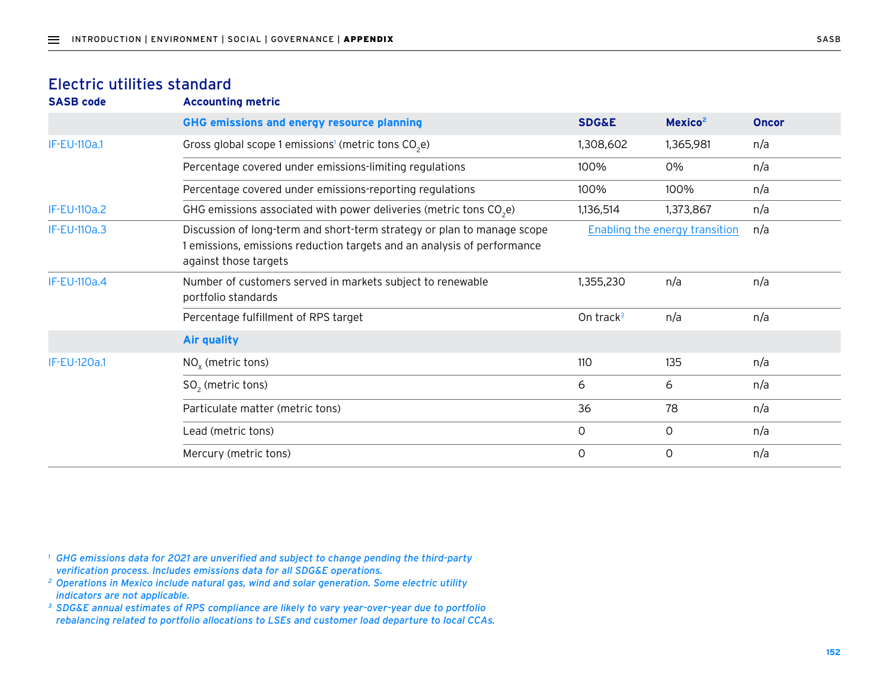## Electric utilities standard

| SASB code | Accounting metric | SDG&E | Mexico[2] | Oncor |
|---|---|---|---|---|
| | **GHG emissions and energy resource planning** | | | |
| IF-EU-110a.1 | Gross global scope 1 emissions[1] (metric tons $CO_2e$) | 1,308,602 | 1,365,981 | n/a |
| | Percentage covered under emissions-limiting regulations | 100% | 0% | n/a |
| | Percentage covered under emissions-reporting regulations | 100% | 100% | n/a |
| IF-EU-110a.2 | GHG emissions associated with power deliveries (metric tons $CO_2e$) | 1,136,514 | 1,373,867 | n/a |
| IF-EU-110a.3 | Discussion of long-term and short-term strategy or plan to manage scope 1 emissions, emissions reduction targets and an analysis of performance against those targets | Enabling the energy transition | | n/a |
| IF-EU-110a.4 | Number of customers served in markets subject to renewable portfolio standards | 1,355,230 | n/a | n/a |
| | Percentage fulfillment of RPS target | On track[3] | n/a | n/a |
| | **Air quality** | | | |
| IF-EU-120a.1 | $NO_x$ (metric tons) | 110 | 135 | n/a |
| | $SO_2$ (metric tons) | 6 | 6 | n/a |
| | Particulate matter (metric tons) | 36 | 78 | n/a |
| | Lead (metric tons) | 0 | 0 | n/a |
| | Mercury (metric tons) | 0 | 0 | n/a |

[1] *GHG emissions data for 2021 are unverified and subject to change pending the third-party verification process. Includes emissions data for all SDG&E operations.*

[2] *Operations in Mexico include natural gas, wind and solar generation. Some electric utility indicators are not applicable.*

[3] *SDG&E annual estimates of RPS compliance are likely to vary year-over-year due to portfolio rebalancing related to portfolio allocations to LSEs and customer load departure to local CCAs.*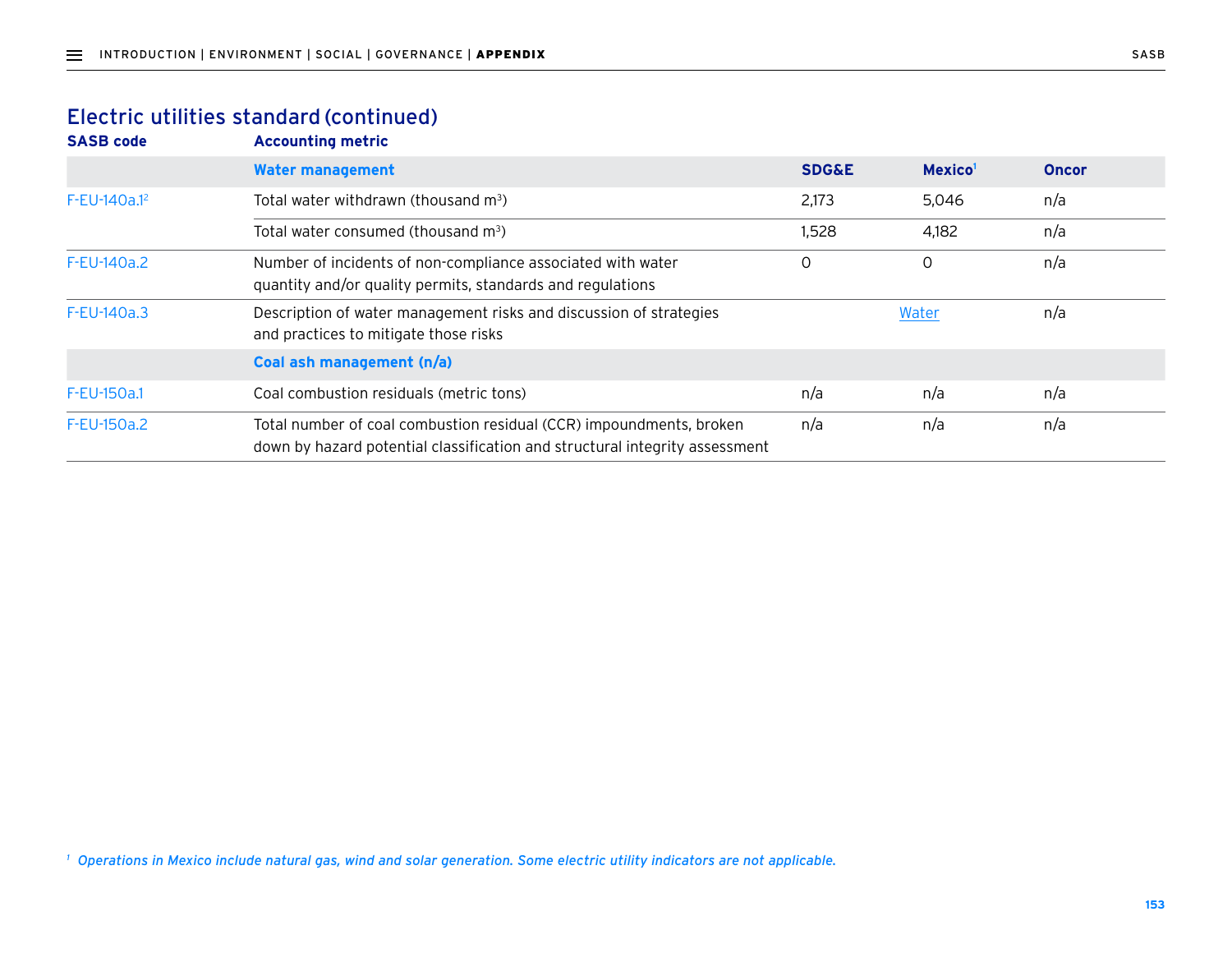## Electric utilities standard (continued)

| SASB code | Accounting metric | SDG&E | Mexico[1] | Oncor |
|---|---|---|---|---|
| | **Water management** | | | |
| F-EU-140a.1[2] | Total water withdrawn (thousand m$^3$) | 2,173 | 5,046 | n/a |
| | Total water consumed (thousand m$^3$) | 1,528 | 4,182 | n/a |
| F-EU-140a.2 | Number of incidents of non-compliance associated with water quantity and/or quality permits, standards and regulations | 0 | 0 | n/a |
| F-EU-140a.3 | Description of water management risks and discussion of strategies and practices to mitigate those risks | Water | | n/a |
| | **Coal ash management (n/a)** | | | |
| F-EU-150a.1 | Coal combustion residuals (metric tons) | n/a | n/a | n/a |
| F-EU-150a.2 | Total number of coal combustion residual (CCR) impoundments, broken down by hazard potential classification and structural integrity assessment | n/a | n/a | n/a |

*[1] Operations in Mexico include natural gas, wind and solar generation. Some electric utility indicators are not applicable.*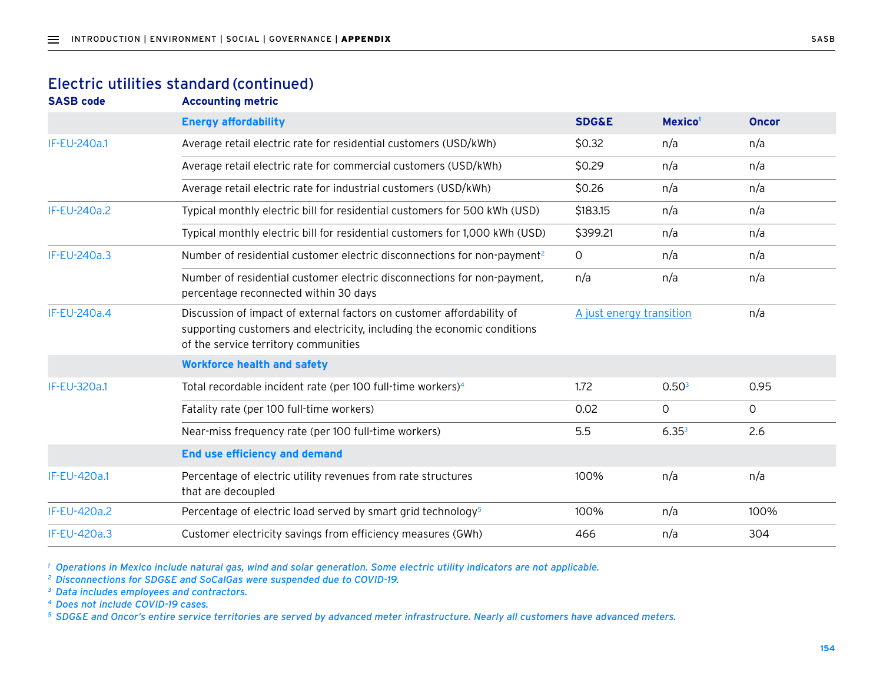## Electric utilities standard (continued)

| SASB code | Accounting metric | SDG&E | Mexico[1] | Oncor |
|---|---|---|---|---|
| | **Energy affordability** | | | |
| IF-EU-240a.1 | Average retail electric rate for residential customers (USD/kWh) | $0.32 | n/a | n/a |
| | Average retail electric rate for commercial customers (USD/kWh) | $0.29 | n/a | n/a |
| | Average retail electric rate for industrial customers (USD/kWh) | $0.26 | n/a | n/a |
| IF-EU-240a.2 | Typical monthly electric bill for residential customers for 500 kWh (USD) | $183.15 | n/a | n/a |
| | Typical monthly electric bill for residential customers for 1,000 kWh (USD) | $399.21 | n/a | n/a |
| IF-EU-240a.3 | Number of residential customer electric disconnections for non-payment[2] | 0 | n/a | n/a |
| | Number of residential customer electric disconnections for non-payment, percentage reconnected within 30 days | n/a | n/a | n/a |
| IF-EU-240a.4 | Discussion of impact of external factors on customer affordability of supporting customers and electricity, including the economic conditions of the service territory communities | A just energy transition | | n/a |
| | **Workforce health and safety** | | | |
| IF-EU-320a.1 | Total recordable incident rate (per 100 full-time workers)[4] | 1.72 | 0.50[3] | 0.95 |
| | Fatality rate (per 100 full-time workers) | 0.02 | 0 | 0 |
| | Near-miss frequency rate (per 100 full-time workers) | 5.5 | 6.35[3] | 2.6 |
| | **End use efficiency and demand** | | | |
| IF-EU-420a.1 | Percentage of electric utility revenues from rate structures that are decoupled | 100% | n/a | n/a |
| IF-EU-420a.2 | Percentage of electric load served by smart grid technology[5] | 100% | n/a | 100% |
| IF-EU-420a.3 | Customer electricity savings from efficiency measures (GWh) | 466 | n/a | 304 |

*[1] Operations in Mexico include natural gas, wind and solar generation. Some electric utility indicators are not applicable.*
*[2] Disconnections for SDG&E and SoCalGas were suspended due to COVID-19.*
*[3] Data includes employees and contractors.*
*[4] Does not include COVID-19 cases.*
*[5] SDG&E and Oncor's entire service territories are served by advanced meter infrastructure. Nearly all customers have advanced meters.*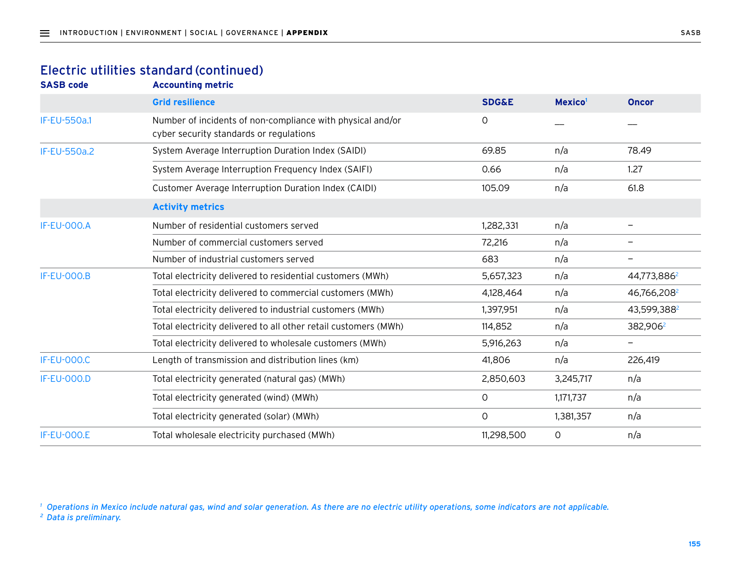## Electric utilities standard (continued)

| SASB code | Accounting metric | SDG&E | Mexico[1] | Oncor |
|---|---|---|---|---|
| | **Grid resilience** | | | |
| IF-EU-550a.1 | Number of incidents of non-compliance with physical and/or cyber security standards or regulations | 0 | — | — |
| IF-EU-550a.2 | System Average Interruption Duration Index (SAIDI) | 69.85 | n/a | 78.49 |
| | System Average Interruption Frequency Index (SAIFI) | 0.66 | n/a | 1.27 |
| | Customer Average Interruption Duration Index (CAIDI) | 105.09 | n/a | 61.8 |
| | **Activity metrics** | | | |
| IF-EU-000.A | Number of residential customers served | 1,282,331 | n/a | – |
| | Number of commercial customers served | 72,216 | n/a | – |
| | Number of industrial customers served | 683 | n/a | – |
| IF-EU-000.B | Total electricity delivered to residential customers (MWh) | 5,657,323 | n/a | 44,773,886[2] |
| | Total electricity delivered to commercial customers (MWh) | 4,128,464 | n/a | 46,766,208[2] |
| | Total electricity delivered to industrial customers (MWh) | 1,397,951 | n/a | 43,599,388[2] |
| | Total electricity delivered to all other retail customers (MWh) | 114,852 | n/a | 382,906[2] |
| | Total electricity delivered to wholesale customers (MWh) | 5,916,263 | n/a | – |
| IF-EU-000.C | Length of transmission and distribution lines (km) | 41,806 | n/a | 226,419 |
| IF-EU-000.D | Total electricity generated (natural gas) (MWh) | 2,850,603 | 3,245,717 | n/a |
| | Total electricity generated (wind) (MWh) | 0 | 1,171,737 | n/a |
| | Total electricity generated (solar) (MWh) | 0 | 1,381,357 | n/a |
| IF-EU-000.E | Total wholesale electricity purchased (MWh) | 11,298,500 | 0 | n/a |

[1] *Operations in Mexico include natural gas, wind and solar generation. As there are no electric utility operations, some indicators are not applicable.*
[2] *Data is preliminary.*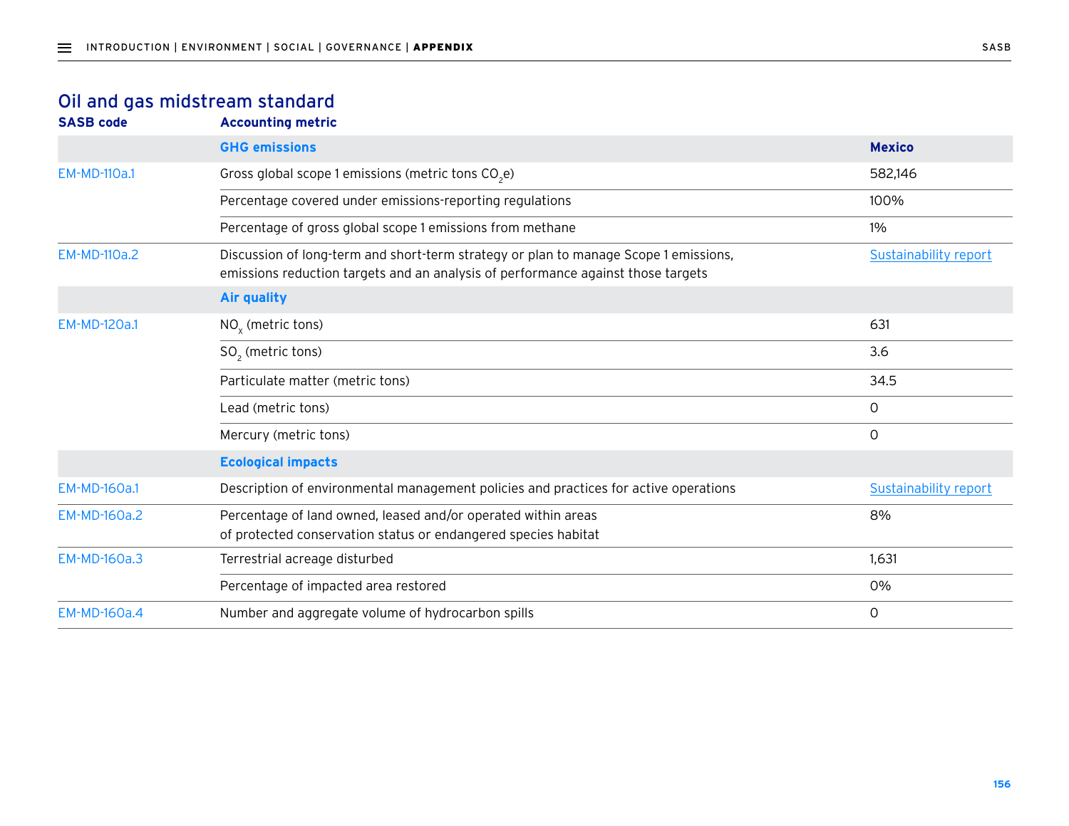## Oil and gas midstream standard

| SASB code | Accounting metric | |
|---|---|---|
| | **GHG emissions** | **Mexico** |
| EM-MD-110a.1 | Gross global scope 1 emissions (metric tons $CO_2e$) | 582,146 |
| | Percentage covered under emissions-reporting regulations | 100% |
| | Percentage of gross global scope 1 emissions from methane | 1% |
| EM-MD-110a.2 | Discussion of long-term and short-term strategy or plan to manage Scope 1 emissions, emissions reduction targets and an analysis of performance against those targets | Sustainability report |
| | **Air quality** | |
| EM-MD-120a.1 | $NO_x$ (metric tons) | 631 |
| | $SO_2$ (metric tons) | 3.6 |
| | Particulate matter (metric tons) | 34.5 |
| | Lead (metric tons) | 0 |
| | Mercury (metric tons) | 0 |
| | **Ecological impacts** | |
| EM-MD-160a.1 | Description of environmental management policies and practices for active operations | Sustainability report |
| EM-MD-160a.2 | Percentage of land owned, leased and/or operated within areas of protected conservation status or endangered species habitat | 8% |
| EM-MD-160a.3 | Terrestrial acreage disturbed | 1,631 |
| | Percentage of impacted area restored | 0% |
| EM-MD-160a.4 | Number and aggregate volume of hydrocarbon spills | 0 |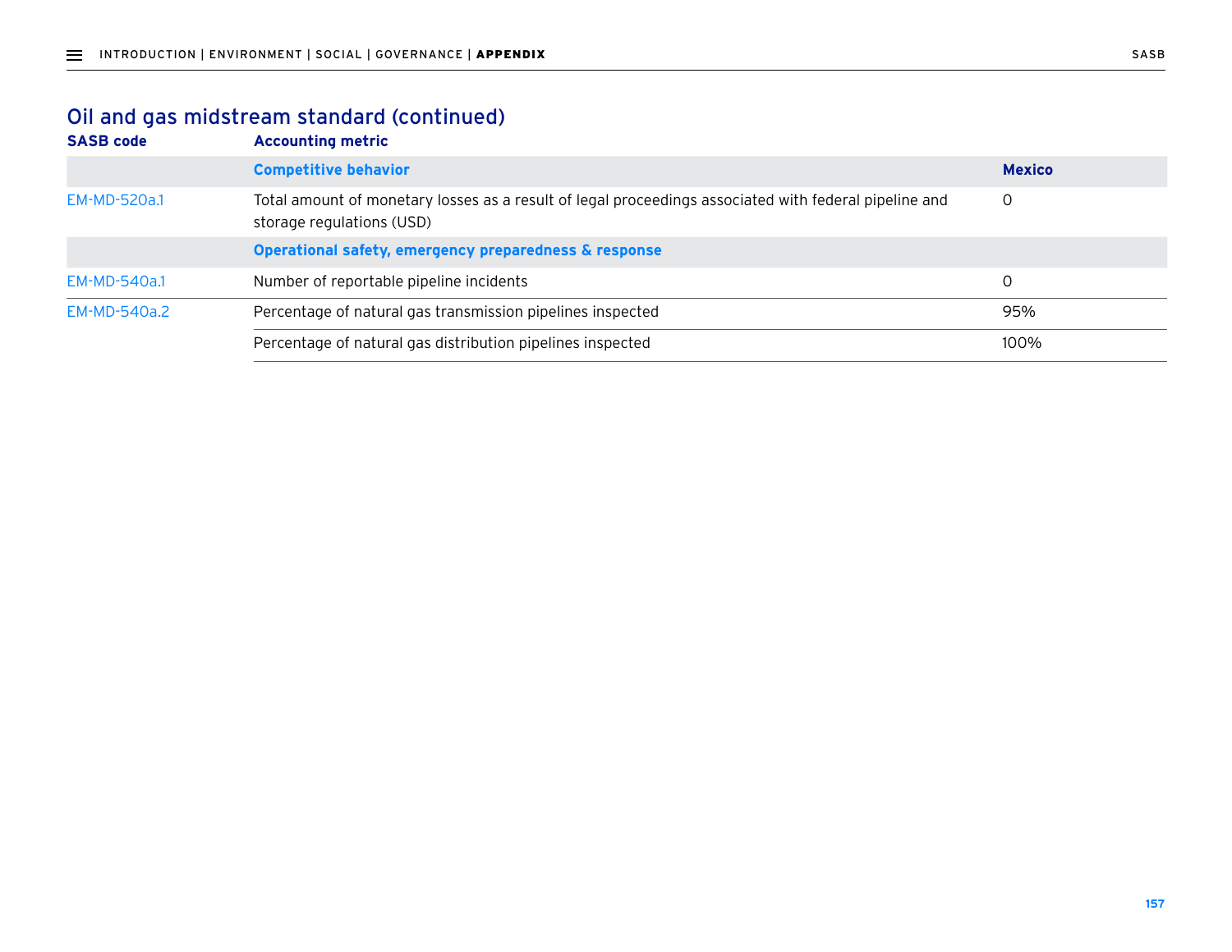## Oil and gas midstream standard (continued)

| SASB code | Accounting metric | |
|---|---|---|
| | **Competitive behavior** | **Mexico** |
| EM-MD-520a.1 | Total amount of monetary losses as a result of legal proceedings associated with federal pipeline and storage regulations (USD) | 0 |
| | **Operational safety, emergency preparedness & response** | |
| EM-MD-540a.1 | Number of reportable pipeline incidents | 0 |
| EM-MD-540a.2 | Percentage of natural gas transmission pipelines inspected | 95% |
| | Percentage of natural gas distribution pipelines inspected | 100% |